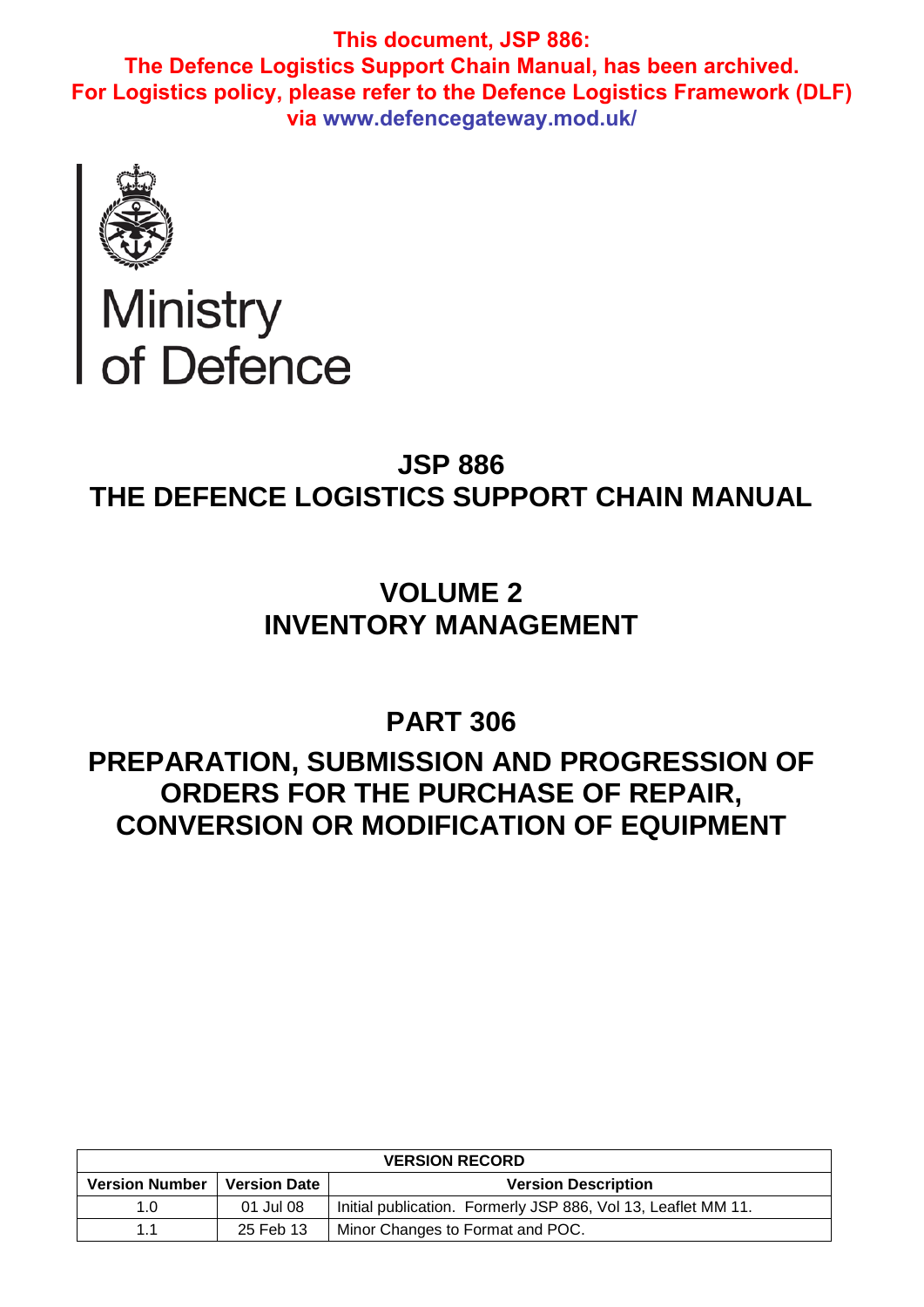**This document, JSP 886:**
**The Defence Logistics Support Chain Manual, has been archived.**
**For Logistics policy, please refer to the Defence Logistics Framework (DLF) via www.defencegateway.mod.uk/**

Ministry of Defence

# JSP 886
# THE DEFENCE LOGISTICS SUPPORT CHAIN MANUAL

## VOLUME 2
## INVENTORY MANAGEMENT

## PART 306

## PREPARATION, SUBMISSION AND PROGRESSION OF ORDERS FOR THE PURCHASE OF REPAIR, CONVERSION OR MODIFICATION OF EQUIPMENT

| VERSION RECORD | | |
|---|---|---|
| **Version Number** | **Version Date** | **Version Description** |
| 1.0 | 01 Jul 08 | Initial publication. Formerly JSP 886, Vol 13, Leaflet MM 11. |
| 1.1 | 25 Feb 13 | Minor Changes to Format and POC. |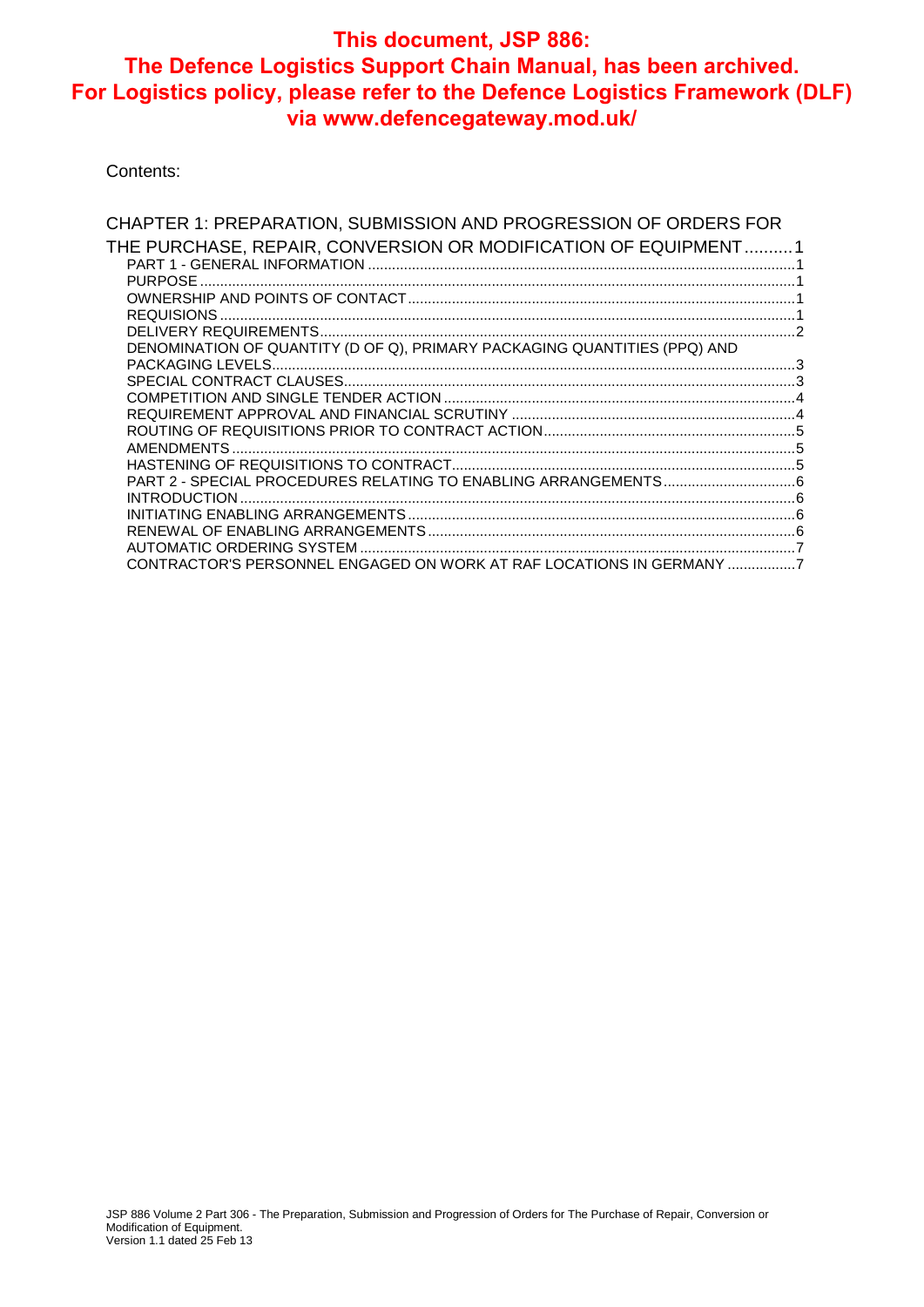**This document, JSP 886: The Defence Logistics Support Chain Manual, has been archived. For Logistics policy, please refer to the Defence Logistics Framework (DLF) via www.defencegateway.mod.uk/**

Contents:

CHAPTER 1: PREPARATION, SUBMISSION AND PROGRESSION OF ORDERS FOR THE PURCHASE, REPAIR, CONVERSION OR MODIFICATION OF EQUIPMENT .......... 1

- PART 1 - GENERAL INFORMATION .......... 1
- PURPOSE .......... 1
- OWNERSHIP AND POINTS OF CONTACT .......... 1
- REQUISIONS .......... 1
- DELIVERY REQUIREMENTS .......... 2
- DENOMINATION OF QUANTITY (D OF Q), PRIMARY PACKAGING QUANTITIES (PPQ) AND PACKAGING LEVELS .......... 3
- SPECIAL CONTRACT CLAUSES .......... 3
- COMPETITION AND SINGLE TENDER ACTION .......... 4
- REQUIREMENT APPROVAL AND FINANCIAL SCRUTINY .......... 4
- ROUTING OF REQUISITIONS PRIOR TO CONTRACT ACTION .......... 5
- AMENDMENTS .......... 5
- HASTENING OF REQUISITIONS TO CONTRACT .......... 5
- PART 2 - SPECIAL PROCEDURES RELATING TO ENABLING ARRANGEMENTS .......... 6
- INTRODUCTION .......... 6
- INITIATING ENABLING ARRANGEMENTS .......... 6
- RENEWAL OF ENABLING ARRANGEMENTS .......... 6
- AUTOMATIC ORDERING SYSTEM .......... 7
- CONTRACTOR'S PERSONNEL ENGAGED ON WORK AT RAF LOCATIONS IN GERMANY .......... 7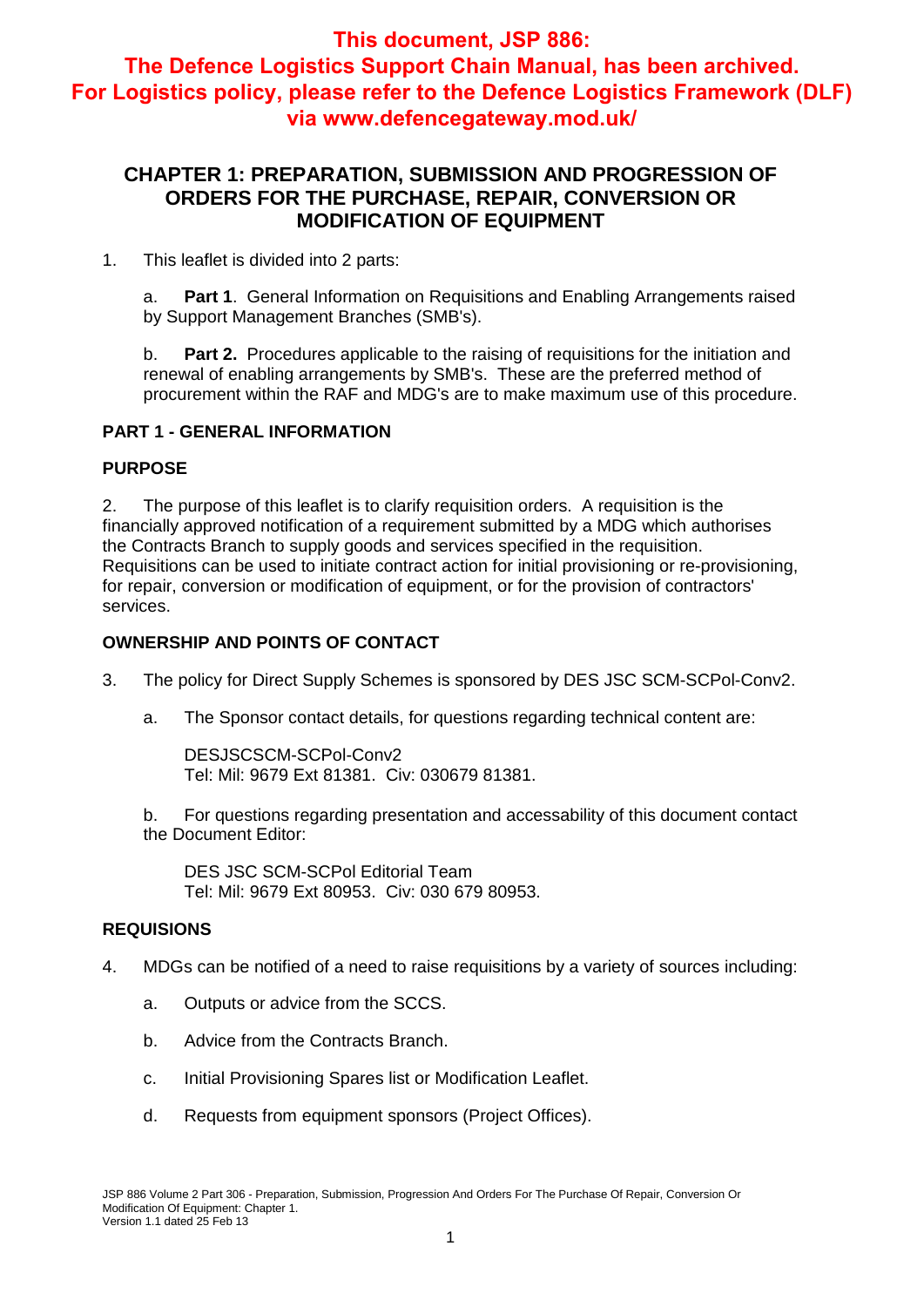**This document, JSP 886: The Defence Logistics Support Chain Manual, has been archived. For Logistics policy, please refer to the Defence Logistics Framework (DLF) via www.defencegateway.mod.uk/**

# CHAPTER 1: PREPARATION, SUBMISSION AND PROGRESSION OF ORDERS FOR THE PURCHASE, REPAIR, CONVERSION OR MODIFICATION OF EQUIPMENT

1. This leaflet is divided into 2 parts:

   a. **Part 1**. General Information on Requisitions and Enabling Arrangements raised by Support Management Branches (SMB's).

   b. **Part 2.** Procedures applicable to the raising of requisitions for the initiation and renewal of enabling arrangements by SMB's. These are the preferred method of procurement within the RAF and MDG's are to make maximum use of this procedure.

## PART 1 - GENERAL INFORMATION

### PURPOSE

2. The purpose of this leaflet is to clarify requisition orders. A requisition is the financially approved notification of a requirement submitted by a MDG which authorises the Contracts Branch to supply goods and services specified in the requisition. Requisitions can be used to initiate contract action for initial provisioning or re-provisioning, for repair, conversion or modification of equipment, or for the provision of contractors' services.

### OWNERSHIP AND POINTS OF CONTACT

3. The policy for Direct Supply Schemes is sponsored by DES JSC SCM-SCPol-Conv2.

   a. The Sponsor contact details, for questions regarding technical content are:

      DESJSCSCM-SCPol-Conv2
      Tel: Mil: 9679 Ext 81381. Civ: 030679 81381.

   b. For questions regarding presentation and accessability of this document contact the Document Editor:

      DES JSC SCM-SCPol Editorial Team
      Tel: Mil: 9679 Ext 80953. Civ: 030 679 80953.

### REQUISIONS

4. MDGs can be notified of a need to raise requisitions by a variety of sources including:

   a. Outputs or advice from the SCCS.

   b. Advice from the Contracts Branch.

   c. Initial Provisioning Spares list or Modification Leaflet.

   d. Requests from equipment sponsors (Project Offices).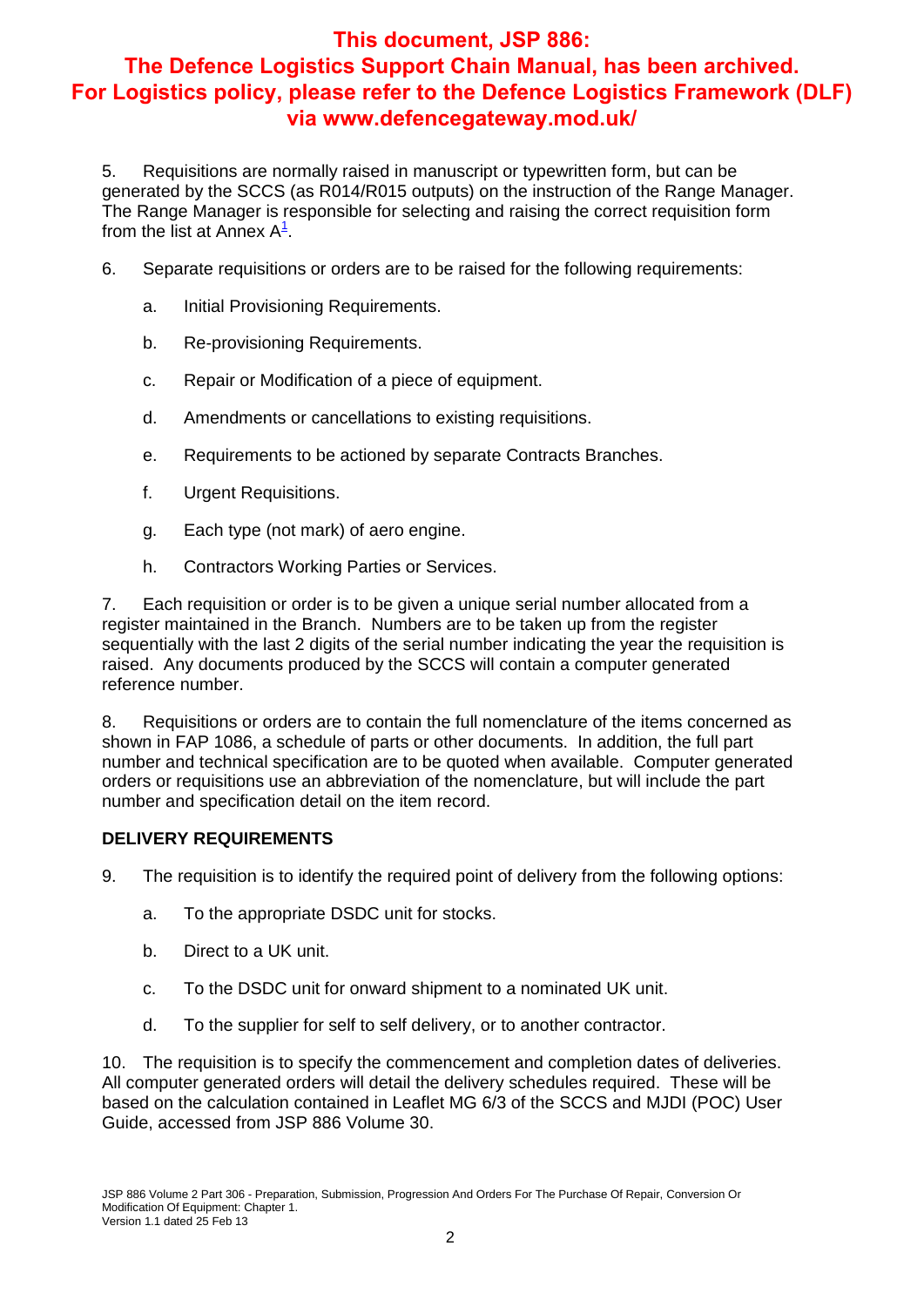**This document, JSP 886: The Defence Logistics Support Chain Manual, has been archived. For Logistics policy, please refer to the Defence Logistics Framework (DLF) via www.defencegateway.mod.uk/**

5. Requisitions are normally raised in manuscript or typewritten form, but can be generated by the SCCS (as R014/R015 outputs) on the instruction of the Range Manager. The Range Manager is responsible for selecting and raising the correct requisition form from the list at Annex A[1].

6. Separate requisitions or orders are to be raised for the following requirements:

a. Initial Provisioning Requirements.

b. Re-provisioning Requirements.

c. Repair or Modification of a piece of equipment.

d. Amendments or cancellations to existing requisitions.

e. Requirements to be actioned by separate Contracts Branches.

f. Urgent Requisitions.

g. Each type (not mark) of aero engine.

h. Contractors Working Parties or Services.

7. Each requisition or order is to be given a unique serial number allocated from a register maintained in the Branch. Numbers are to be taken up from the register sequentially with the last 2 digits of the serial number indicating the year the requisition is raised. Any documents produced by the SCCS will contain a computer generated reference number.

8. Requisitions or orders are to contain the full nomenclature of the items concerned as shown in FAP 1086, a schedule of parts or other documents. In addition, the full part number and technical specification are to be quoted when available. Computer generated orders or requisitions use an abbreviation of the nomenclature, but will include the part number and specification detail on the item record.

**DELIVERY REQUIREMENTS**

9. The requisition is to identify the required point of delivery from the following options:

a. To the appropriate DSDC unit for stocks.

b. Direct to a UK unit.

c. To the DSDC unit for onward shipment to a nominated UK unit.

d. To the supplier for self to self delivery, or to another contractor.

10. The requisition is to specify the commencement and completion dates of deliveries. All computer generated orders will detail the delivery schedules required. These will be based on the calculation contained in Leaflet MG 6/3 of the SCCS and MJDI (POC) User Guide, accessed from JSP 886 Volume 30.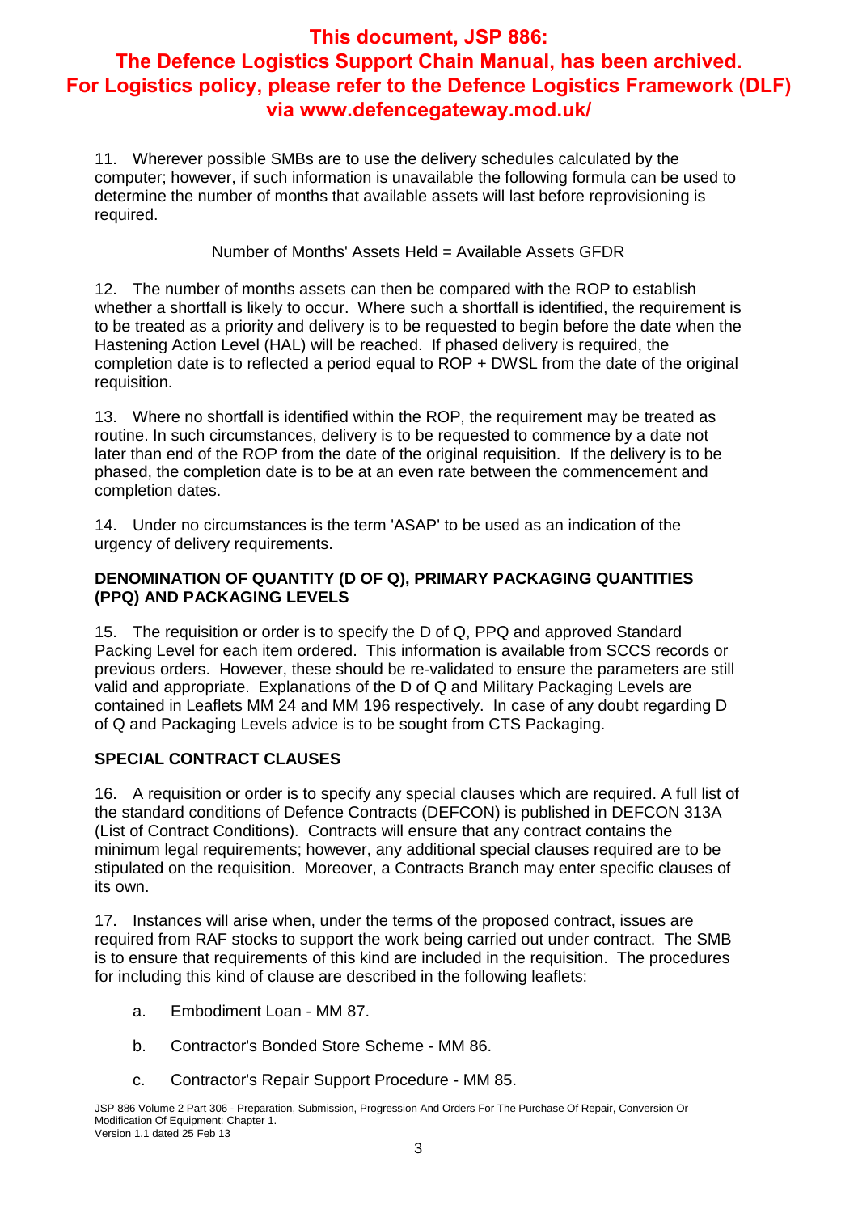**This document, JSP 886: The Defence Logistics Support Chain Manual, has been archived. For Logistics policy, please refer to the Defence Logistics Framework (DLF) via www.defencegateway.mod.uk/**

11. Wherever possible SMBs are to use the delivery schedules calculated by the computer; however, if such information is unavailable the following formula can be used to determine the number of months that available assets will last before reprovisioning is required.

Number of Months' Assets Held = Available Assets GFDR

12. The number of months assets can then be compared with the ROP to establish whether a shortfall is likely to occur. Where such a shortfall is identified, the requirement is to be treated as a priority and delivery is to be requested to begin before the date when the Hastening Action Level (HAL) will be reached. If phased delivery is required, the completion date is to reflected a period equal to ROP + DWSL from the date of the original requisition.

13. Where no shortfall is identified within the ROP, the requirement may be treated as routine. In such circumstances, delivery is to be requested to commence by a date not later than end of the ROP from the date of the original requisition. If the delivery is to be phased, the completion date is to be at an even rate between the commencement and completion dates.

14. Under no circumstances is the term 'ASAP' to be used as an indication of the urgency of delivery requirements.

### DENOMINATION OF QUANTITY (D OF Q), PRIMARY PACKAGING QUANTITIES (PPQ) AND PACKAGING LEVELS

15. The requisition or order is to specify the D of Q, PPQ and approved Standard Packing Level for each item ordered. This information is available from SCCS records or previous orders. However, these should be re-validated to ensure the parameters are still valid and appropriate. Explanations of the D of Q and Military Packaging Levels are contained in Leaflets MM 24 and MM 196 respectively. In case of any doubt regarding D of Q and Packaging Levels advice is to be sought from CTS Packaging.

### SPECIAL CONTRACT CLAUSES

16. A requisition or order is to specify any special clauses which are required. A full list of the standard conditions of Defence Contracts (DEFCON) is published in DEFCON 313A (List of Contract Conditions). Contracts will ensure that any contract contains the minimum legal requirements; however, any additional special clauses required are to be stipulated on the requisition. Moreover, a Contracts Branch may enter specific clauses of its own.

17. Instances will arise when, under the terms of the proposed contract, issues are required from RAF stocks to support the work being carried out under contract. The SMB is to ensure that requirements of this kind are included in the requisition. The procedures for including this kind of clause are described in the following leaflets:

a. Embodiment Loan - MM 87.

b. Contractor's Bonded Store Scheme - MM 86.

c. Contractor's Repair Support Procedure - MM 85.

JSP 886 Volume 2 Part 306 - Preparation, Submission, Progression And Orders For The Purchase Of Repair, Conversion Or Modification Of Equipment: Chapter 1.
Version 1.1 dated 25 Feb 13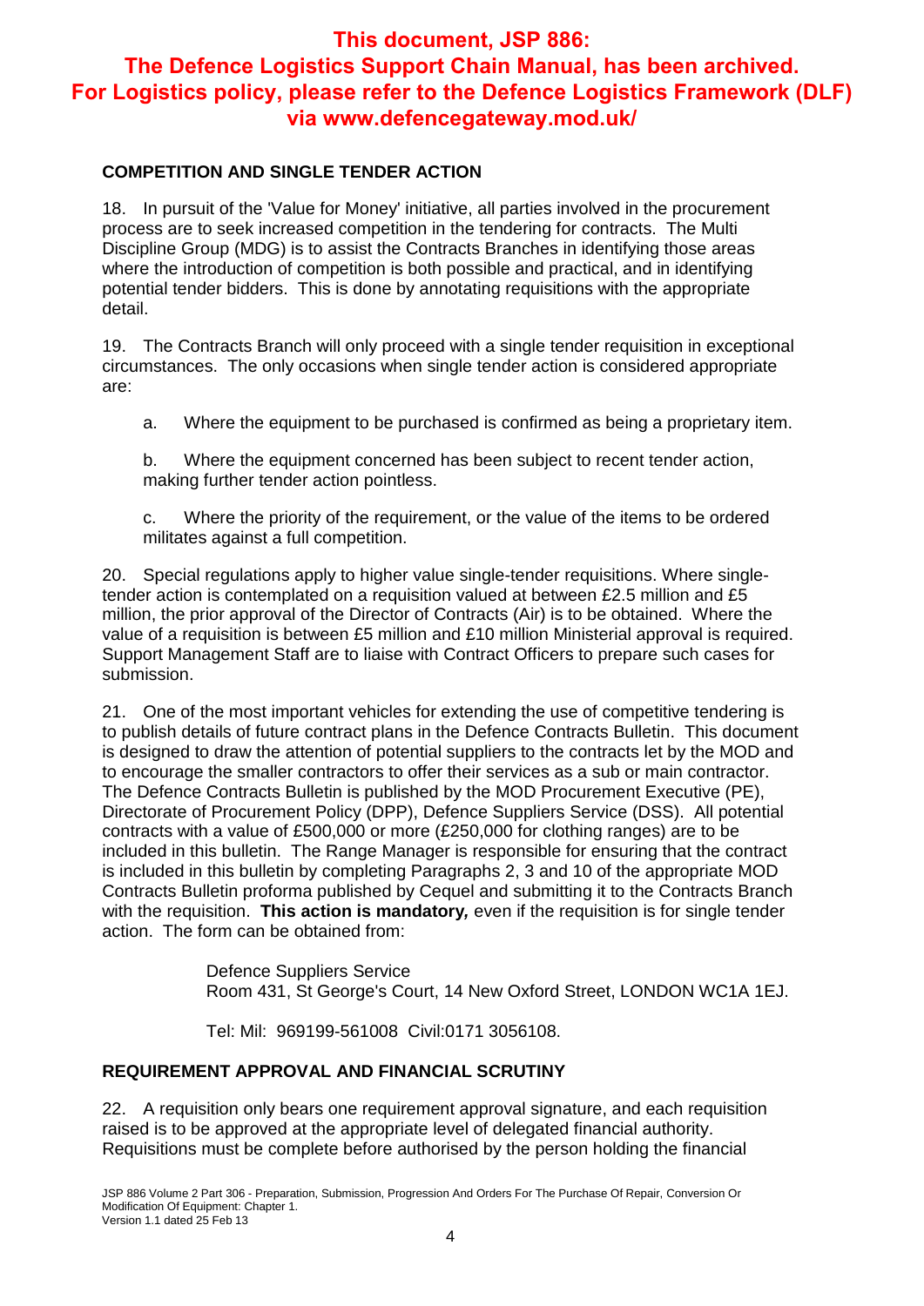**This document, JSP 886: The Defence Logistics Support Chain Manual, has been archived. For Logistics policy, please refer to the Defence Logistics Framework (DLF) via www.defencegateway.mod.uk/**

## COMPETITION AND SINGLE TENDER ACTION

18. In pursuit of the 'Value for Money' initiative, all parties involved in the procurement process are to seek increased competition in the tendering for contracts. The Multi Discipline Group (MDG) is to assist the Contracts Branches in identifying those areas where the introduction of competition is both possible and practical, and in identifying potential tender bidders. This is done by annotating requisitions with the appropriate detail.

19. The Contracts Branch will only proceed with a single tender requisition in exceptional circumstances. The only occasions when single tender action is considered appropriate are:

a. Where the equipment to be purchased is confirmed as being a proprietary item.

b. Where the equipment concerned has been subject to recent tender action, making further tender action pointless.

c. Where the priority of the requirement, or the value of the items to be ordered militates against a full competition.

20. Special regulations apply to higher value single-tender requisitions. Where single-tender action is contemplated on a requisition valued at between £2.5 million and £5 million, the prior approval of the Director of Contracts (Air) is to be obtained. Where the value of a requisition is between £5 million and £10 million Ministerial approval is required. Support Management Staff are to liaise with Contract Officers to prepare such cases for submission.

21. One of the most important vehicles for extending the use of competitive tendering is to publish details of future contract plans in the Defence Contracts Bulletin. This document is designed to draw the attention of potential suppliers to the contracts let by the MOD and to encourage the smaller contractors to offer their services as a sub or main contractor. The Defence Contracts Bulletin is published by the MOD Procurement Executive (PE), Directorate of Procurement Policy (DPP), Defence Suppliers Service (DSS). All potential contracts with a value of £500,000 or more (£250,000 for clothing ranges) are to be included in this bulletin. The Range Manager is responsible for ensuring that the contract is included in this bulletin by completing Paragraphs 2, 3 and 10 of the appropriate MOD Contracts Bulletin proforma published by Cequel and submitting it to the Contracts Branch with the requisition. **This action is mandatory,** even if the requisition is for single tender action. The form can be obtained from:

Defence Suppliers Service
Room 431, St George's Court, 14 New Oxford Street, LONDON WC1A 1EJ.

Tel: Mil: 969199-561008 Civil:0171 3056108.

## REQUIREMENT APPROVAL AND FINANCIAL SCRUTINY

22. A requisition only bears one requirement approval signature, and each requisition raised is to be approved at the appropriate level of delegated financial authority. Requisitions must be complete before authorised by the person holding the financial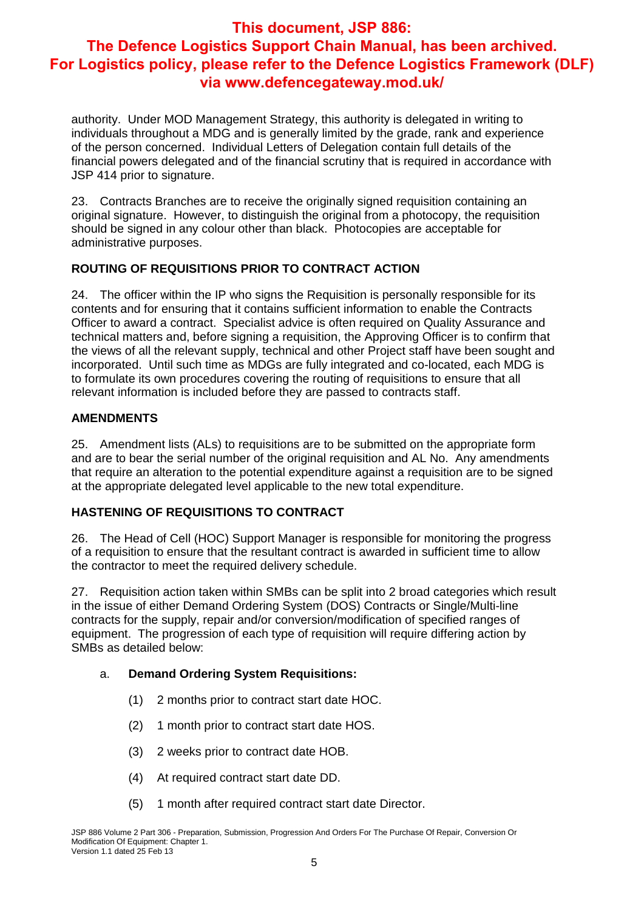authority. Under MOD Management Strategy, this authority is delegated in writing to individuals throughout a MDG and is generally limited by the grade, rank and experience of the person concerned. Individual Letters of Delegation contain full details of the financial powers delegated and of the financial scrutiny that is required in accordance with JSP 414 prior to signature.

23. Contracts Branches are to receive the originally signed requisition containing an original signature. However, to distinguish the original from a photocopy, the requisition should be signed in any colour other than black. Photocopies are acceptable for administrative purposes.

**ROUTING OF REQUISITIONS PRIOR TO CONTRACT ACTION**

24. The officer within the IP who signs the Requisition is personally responsible for its contents and for ensuring that it contains sufficient information to enable the Contracts Officer to award a contract. Specialist advice is often required on Quality Assurance and technical matters and, before signing a requisition, the Approving Officer is to confirm that the views of all the relevant supply, technical and other Project staff have been sought and incorporated. Until such time as MDGs are fully integrated and co-located, each MDG is to formulate its own procedures covering the routing of requisitions to ensure that all relevant information is included before they are passed to contracts staff.

**AMENDMENTS**

25. Amendment lists (ALs) to requisitions are to be submitted on the appropriate form and are to bear the serial number of the original requisition and AL No. Any amendments that require an alteration to the potential expenditure against a requisition are to be signed at the appropriate delegated level applicable to the new total expenditure.

**HASTENING OF REQUISITIONS TO CONTRACT**

26. The Head of Cell (HOC) Support Manager is responsible for monitoring the progress of a requisition to ensure that the resultant contract is awarded in sufficient time to allow the contractor to meet the required delivery schedule.

27. Requisition action taken within SMBs can be split into 2 broad categories which result in the issue of either Demand Ordering System (DOS) Contracts or Single/Multi-line contracts for the supply, repair and/or conversion/modification of specified ranges of equipment. The progression of each type of requisition will require differing action by SMBs as detailed below:

a. **Demand Ordering System Requisitions:**

(1) 2 months prior to contract start date HOC.

(2) 1 month prior to contract start date HOS.

(3) 2 weeks prior to contract date HOB.

(4) At required contract start date DD.

(5) 1 month after required contract start date Director.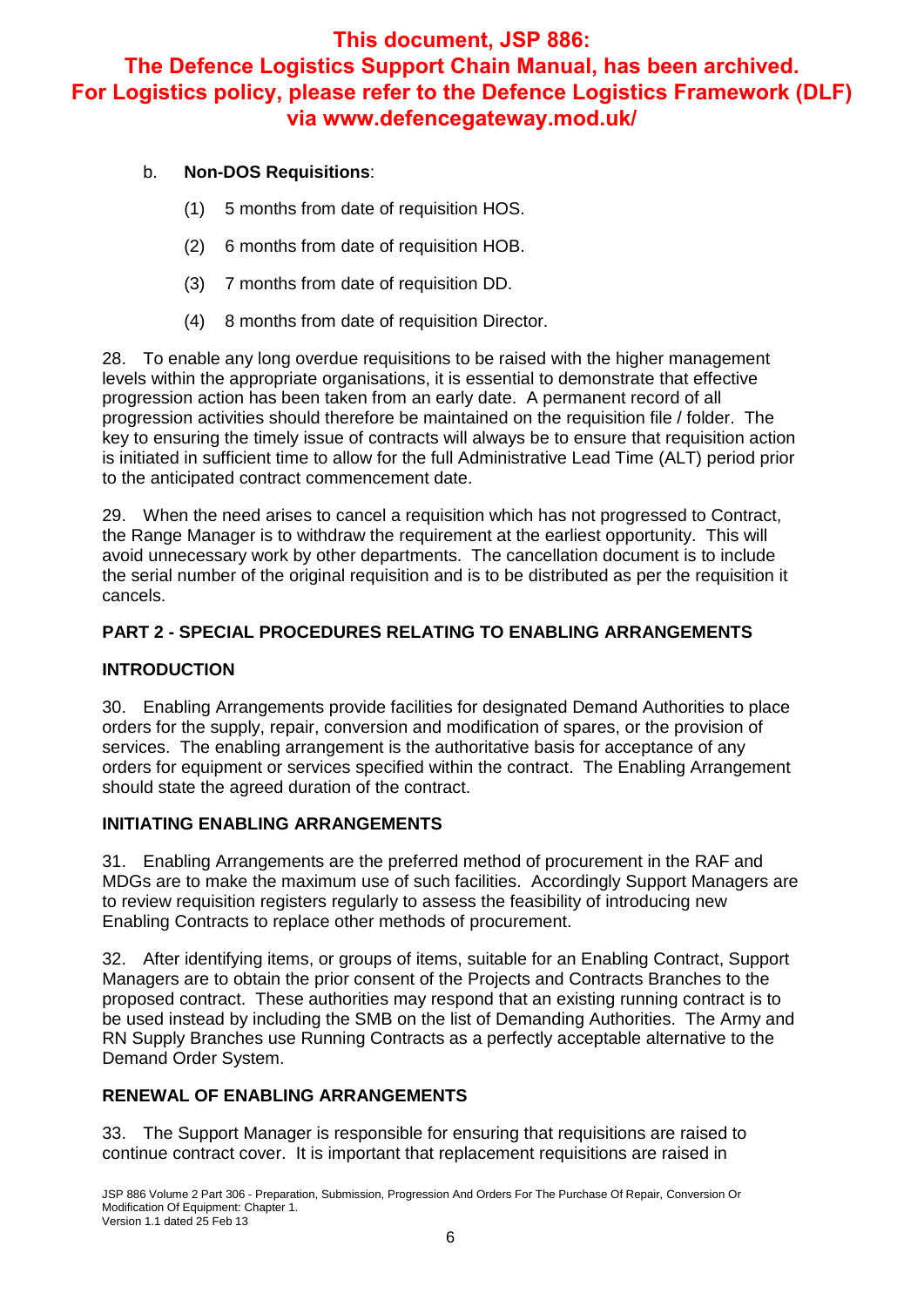b. **Non-DOS Requisitions**:

(1) 5 months from date of requisition HOS.

(2) 6 months from date of requisition HOB.

(3) 7 months from date of requisition DD.

(4) 8 months from date of requisition Director.

28. To enable any long overdue requisitions to be raised with the higher management levels within the appropriate organisations, it is essential to demonstrate that effective progression action has been taken from an early date. A permanent record of all progression activities should therefore be maintained on the requisition file / folder. The key to ensuring the timely issue of contracts will always be to ensure that requisition action is initiated in sufficient time to allow for the full Administrative Lead Time (ALT) period prior to the anticipated contract commencement date.

29. When the need arises to cancel a requisition which has not progressed to Contract, the Range Manager is to withdraw the requirement at the earliest opportunity. This will avoid unnecessary work by other departments. The cancellation document is to include the serial number of the original requisition and is to be distributed as per the requisition it cancels.

## PART 2 - SPECIAL PROCEDURES RELATING TO ENABLING ARRANGEMENTS

### INTRODUCTION

30. Enabling Arrangements provide facilities for designated Demand Authorities to place orders for the supply, repair, conversion and modification of spares, or the provision of services. The enabling arrangement is the authoritative basis for acceptance of any orders for equipment or services specified within the contract. The Enabling Arrangement should state the agreed duration of the contract.

### INITIATING ENABLING ARRANGEMENTS

31. Enabling Arrangements are the preferred method of procurement in the RAF and MDGs are to make the maximum use of such facilities. Accordingly Support Managers are to review requisition registers regularly to assess the feasibility of introducing new Enabling Contracts to replace other methods of procurement.

32. After identifying items, or groups of items, suitable for an Enabling Contract, Support Managers are to obtain the prior consent of the Projects and Contracts Branches to the proposed contract. These authorities may respond that an existing running contract is to be used instead by including the SMB on the list of Demanding Authorities. The Army and RN Supply Branches use Running Contracts as a perfectly acceptable alternative to the Demand Order System.

### RENEWAL OF ENABLING ARRANGEMENTS

33. The Support Manager is responsible for ensuring that requisitions are raised to continue contract cover. It is important that replacement requisitions are raised in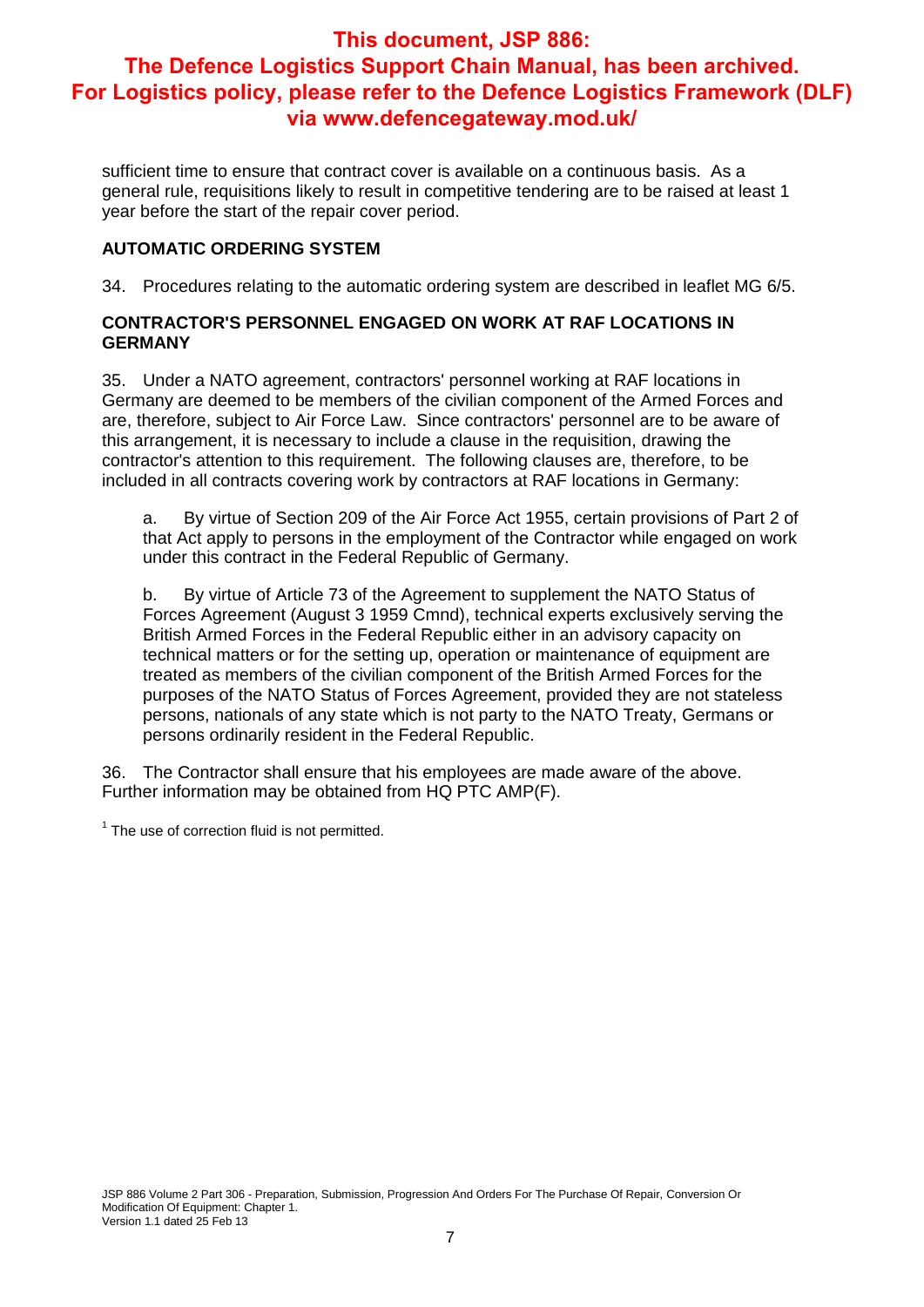**This document, JSP 886: The Defence Logistics Support Chain Manual, has been archived. For Logistics policy, please refer to the Defence Logistics Framework (DLF) via www.defencegateway.mod.uk/**

sufficient time to ensure that contract cover is available on a continuous basis. As a general rule, requisitions likely to result in competitive tendering are to be raised at least 1 year before the start of the repair cover period.

### AUTOMATIC ORDERING SYSTEM

34. Procedures relating to the automatic ordering system are described in leaflet MG 6/5.

### CONTRACTOR'S PERSONNEL ENGAGED ON WORK AT RAF LOCATIONS IN GERMANY

35. Under a NATO agreement, contractors' personnel working at RAF locations in Germany are deemed to be members of the civilian component of the Armed Forces and are, therefore, subject to Air Force Law. Since contractors' personnel are to be aware of this arrangement, it is necessary to include a clause in the requisition, drawing the contractor's attention to this requirement. The following clauses are, therefore, to be included in all contracts covering work by contractors at RAF locations in Germany:

a. By virtue of Section 209 of the Air Force Act 1955, certain provisions of Part 2 of that Act apply to persons in the employment of the Contractor while engaged on work under this contract in the Federal Republic of Germany.

b. By virtue of Article 73 of the Agreement to supplement the NATO Status of Forces Agreement (August 3 1959 Cmnd), technical experts exclusively serving the British Armed Forces in the Federal Republic either in an advisory capacity on technical matters or for the setting up, operation or maintenance of equipment are treated as members of the civilian component of the British Armed Forces for the purposes of the NATO Status of Forces Agreement, provided they are not stateless persons, nationals of any state which is not party to the NATO Treaty, Germans or persons ordinarily resident in the Federal Republic.

36. The Contractor shall ensure that his employees are made aware of the above. Further information may be obtained from HQ PTC AMP(F).

[1] The use of correction fluid is not permitted.